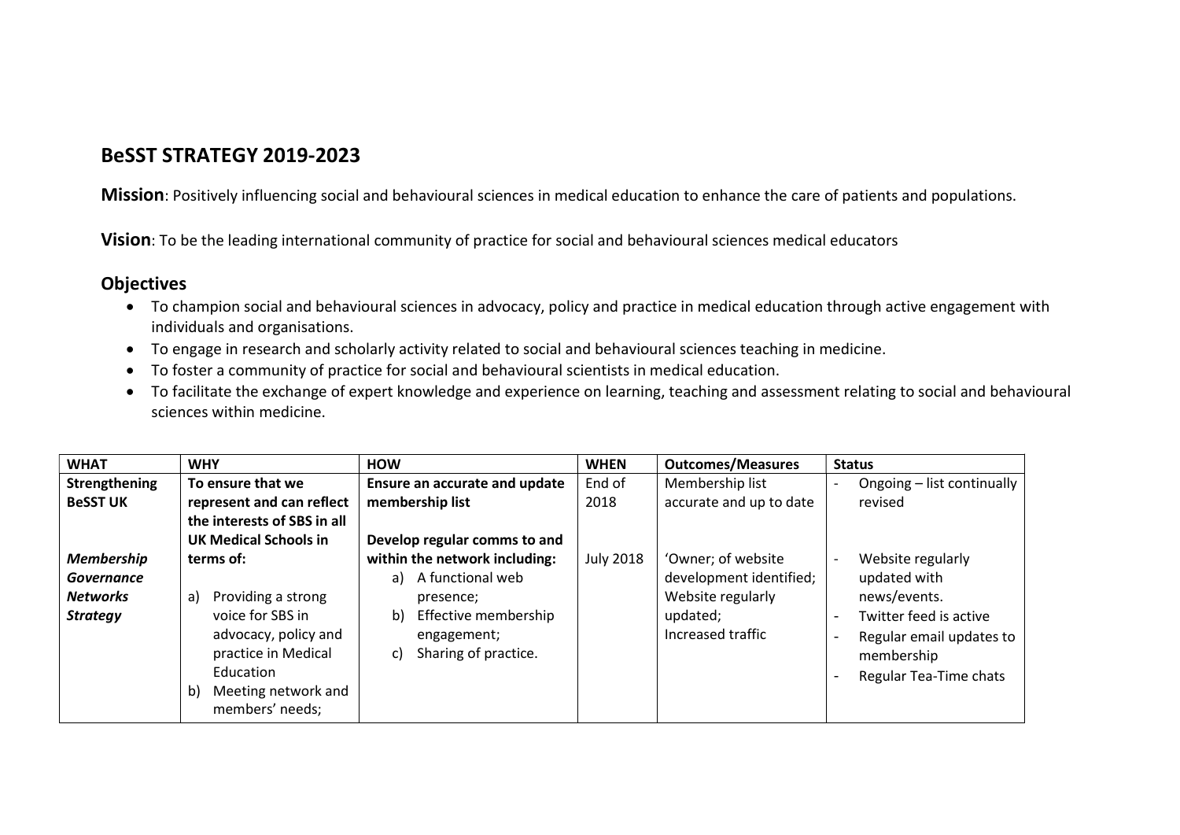# BeSST STRATEGY 2019-2023

**Mission**: Positively influencing social and behavioural sciences in medical education to enhance the care of patients and populations.

**Vision**: To be the leading international community of practice for social and behavioural sciences medical educators

## Objectives

- To champion social and behavioural sciences in advocacy, policy and practice in medical education through active engagement with individuals and organisations.
- To engage in research and scholarly activity related to social and behavioural sciences teaching in medicine.
- To foster a community of practice for social and behavioural scientists in medical education.
- To facilitate the exchange of expert knowledge and experience on learning, teaching and assessment relating to social and behavioural sciences within medicine.

| WHAT | WHY | HOW | WHEN | Outcomes/Measures | Status |
|---|---|---|---|---|---|
| **Strengthening BeSST UK**<br><br>***Membership***<br>***Governance***<br>***Networks***<br>***Strategy*** | **To ensure that we represent and can reflect the interests of SBS in all UK Medical Schools in terms of:**<br><br>a) Providing a strong voice for SBS in advocacy, policy and practice in Medical Education<br>b) Meeting network and members' needs; | **Ensure an accurate and update membership list**<br><br>**Develop regular comms to and within the network including:**<br>a) A functional web presence;<br>b) Effective membership engagement;<br>c) Sharing of practice. | End of 2018<br><br>July 2018 | Membership list accurate and up to date<br><br>'Owner; of website development identified;<br>Website regularly updated;<br>Increased traffic | - Ongoing – list continually revised<br><br>- Website regularly updated with news/events.<br>- Twitter feed is active<br>- Regular email updates to membership<br>- Regular Tea-Time chats |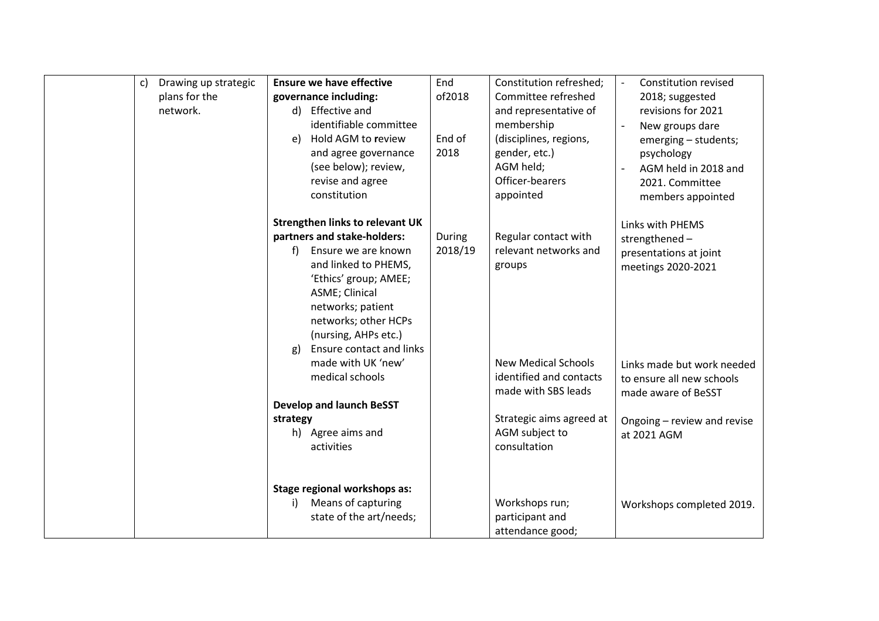| | | | | | |
|---|---|---|---|---|---|
| | c) Drawing up strategic plans for the network. | **Ensure we have effective governance including:**<br>d) Effective and identifiable committee<br>e) Hold AGM to **r**eview and agree governance (see below); review, revise and agree constitution | End of2018<br><br>End of 2018 | Constitution refreshed; Committee refreshed and representative of membership (disciplines, regions, gender, etc.)<br>AGM held;<br>Officer-bearers appointed | - Constitution revised 2018; suggested revisions for 2021<br>- New groups dare emerging – students; psychology<br>- AGM held in 2018 and 2021. Committee members appointed |
| | | **Strengthen links to relevant UK partners and stake-holders:**<br>f) Ensure we are known and linked to PHEMS, 'Ethics' group; AMEE; ASME; Clinical networks; patient networks; other HCPs (nursing, AHPs etc.)<br>g) Ensure contact and links made with UK 'new' medical schools | During 2018/19 | Regular contact with relevant networks and groups<br><br>New Medical Schools identified and contacts made with SBS leads | Links with PHEMS strengthened – presentations at joint meetings 2020-2021<br><br>Links made but work needed to ensure all new schools made aware of BeSST |
| | | **Develop and launch BeSST strategy**<br>h) Agree aims and activities | | Strategic aims agreed at AGM subject to consultation | Ongoing – review and revise at 2021 AGM |
| | | **Stage regional workshops as:**<br>i) Means of capturing state of the art/needs; | | Workshops run; participant and attendance good; | Workshops completed 2019. |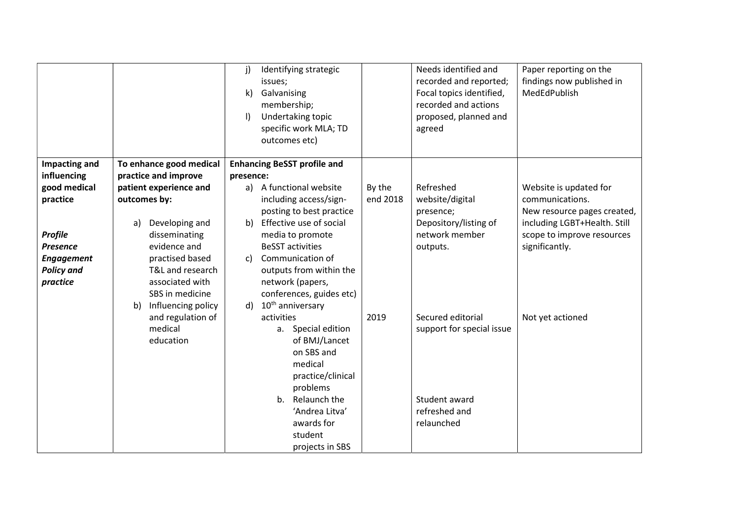| | | | | | |
|---|---|---|---|---|---|
| | | j) Identifying strategic issues;<br>k) Galvanising membership;<br>l) Undertaking topic specific work MLA; TD outcomes etc) | | Needs identified and recorded and reported; Focal topics identified, recorded and actions proposed, planned and agreed | Paper reporting on the findings now published in MedEdPublish |
| **Impacting and influencing good medical practice**<br><br>***Profile***<br>***Presence***<br>***Engagement***<br>***Policy and practice*** | **To enhance good medical practice and improve patient experience and outcomes by:**<br>a) Developing and disseminating evidence and practised based T&L and research associated with SBS in medicine<br>b) Influencing policy and regulation of medical education | **Enhancing BeSST profile and presence:**<br>a) A functional website including access/sign-posting to best practice<br>b) Effective use of social media to promote BeSST activities<br>c) Communication of outputs from within the network (papers, conferences, guides etc)<br>d) 10th anniversary activities<br>a. Special edition of BMJ/Lancet on SBS and medical practice/clinical problems<br>b. Relaunch the 'Andrea Litva' awards for student projects in SBS | By the end 2018<br><br>2019 | Refreshed website/digital presence; Depository/listing of network member outputs.<br><br>Secured editorial support for special issue<br><br>Student award refreshed and relaunched | Website is updated for communications. New resource pages created, including LGBT+Health. Still scope to improve resources significantly.<br><br>Not yet actioned |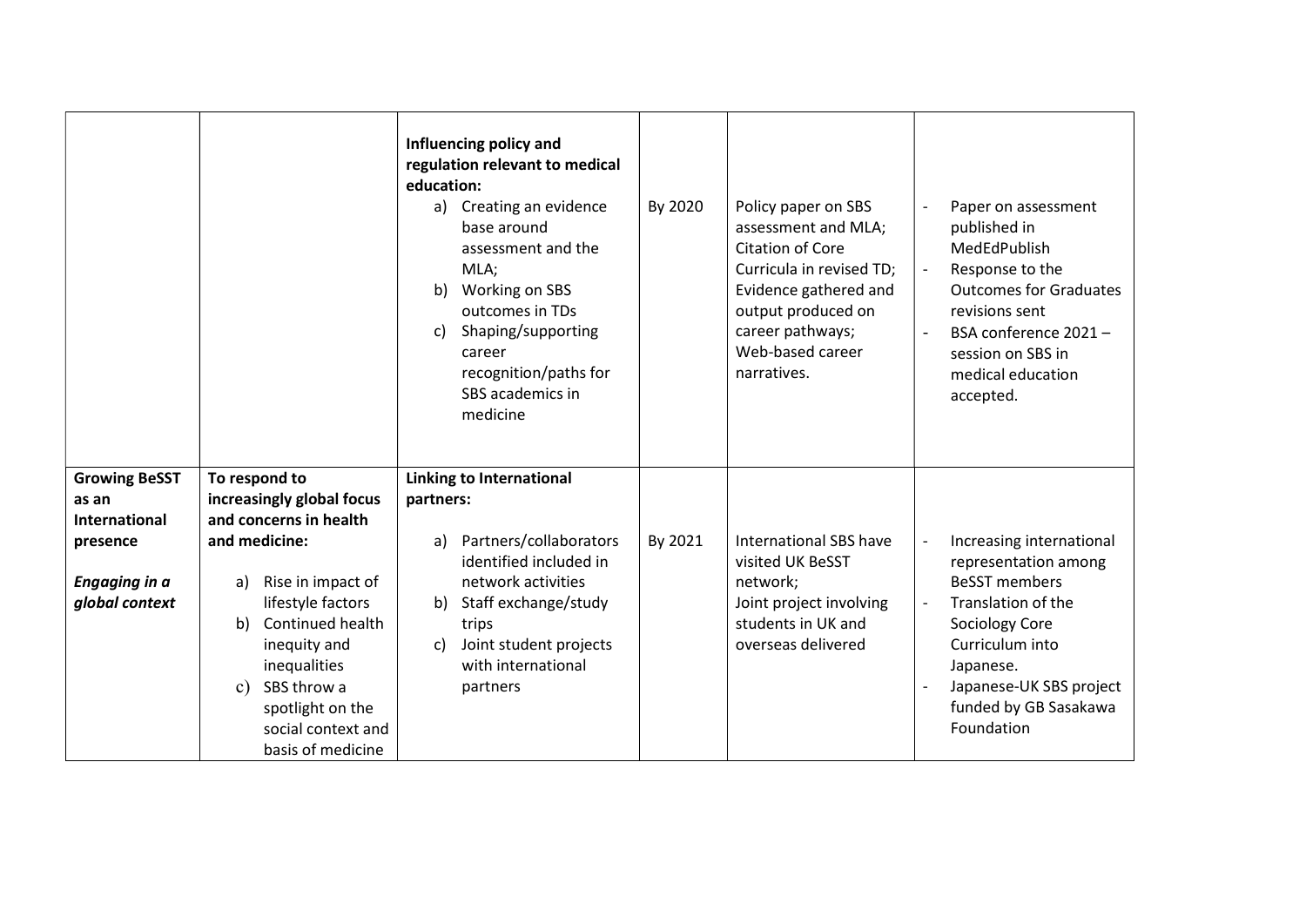| | | | | | |
|---|---|---|---|---|---|
| | | **Influencing policy and regulation relevant to medical education:**<br>a) Creating an evidence base around assessment and the MLA;<br>b) Working on SBS outcomes in TDs<br>c) Shaping/supporting career recognition/paths for SBS academics in medicine | By 2020 | Policy paper on SBS assessment and MLA; Citation of Core Curricula in revised TD; Evidence gathered and output produced on career pathways; Web-based career narratives. | - Paper on assessment published in MedEdPublish<br>- Response to the Outcomes for Graduates revisions sent<br>- BSA conference 2021 – session on SBS in medical education accepted. |
| **Growing BeSST as an International presence**<br><br>***Engaging in a global context*** | **To respond to increasingly global focus and concerns in health and medicine:**<br>a) Rise in impact of lifestyle factors<br>b) Continued health inequity and inequalities<br>c) SBS throw a spotlight on the social context and basis of medicine | **Linking to International partners:**<br>a) Partners/collaborators identified included in network activities<br>b) Staff exchange/study trips<br>c) Joint student projects with international partners | By 2021 | International SBS have visited UK BeSST network;<br>Joint project involving students in UK and overseas delivered | - Increasing international representation among BeSST members<br>- Translation of the Sociology Core Curriculum into Japanese.<br>- Japanese-UK SBS project funded by GB Sasakawa Foundation |